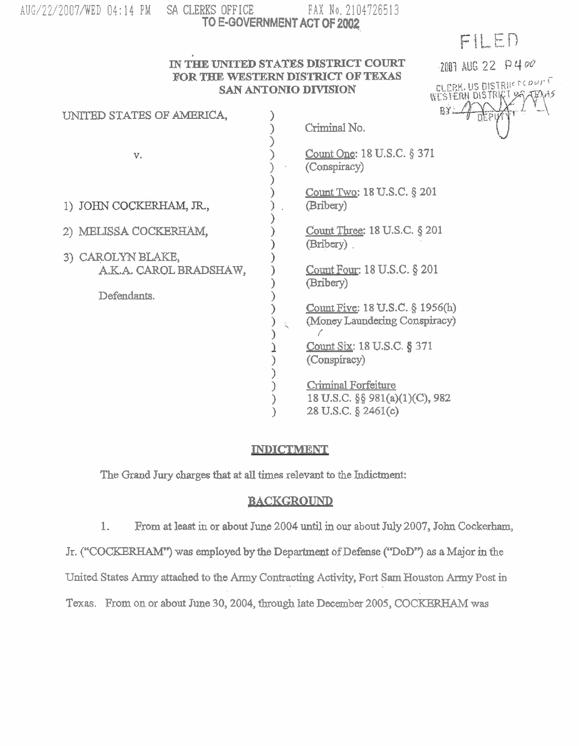AUG/22/2007/WED 04:14 PM SA CLERKS OFFICE FAX No. 2104726513

**TO E-GOVERNMENT ACT OF 2002**

FILED

2007 AUG 22 P 4:00

CLERK, US DISTRICT COURT WESTERN DISTRICT OF TEXAS

BY DEPUTY

**IN THE UNITED STATES DISTRICT COURT FOR THE WESTERN DISTRICT OF TEXAS SAN ANTONIO DIVISION**

| | |
|---|---|
| UNITED STATES OF AMERICA, | Criminal No. |
| v. | Count One: 18 U.S.C. § 371 (Conspiracy) |
| 1) JOHN COCKERHAM, JR., | Count Two: 18 U.S.C. § 201 (Bribery) |
| 2) MELISSA COCKERHAM, | Count Three: 18 U.S.C. § 201 (Bribery) |
| 3) CAROLYN BLAKE, A.K.A. CAROL BRADSHAW, | Count Four: 18 U.S.C. § 201 (Bribery) |
| Defendants. | Count Five: 18 U.S.C. § 1956(h) (Money Laundering Conspiracy) |
| | Count Six: 18 U.S.C. § 371 (Conspiracy) |
| | Criminal Forfeiture 18 U.S.C. §§ 981(a)(1)(C), 982 28 U.S.C. § 2461(c) |

## INDICTMENT

The Grand Jury charges that at all times relevant to the Indictment:

## BACKGROUND

1. From at least in or about June 2004 until in our about July 2007, John Cockerham, Jr. ("COCKERHAM") was employed by the Department of Defense ("DoD") as a Major in the United States Army attached to the Army Contracting Activity, Fort Sam Houston Army Post in Texas. From on or about June 30, 2004, through late December 2005, COCKERHAM was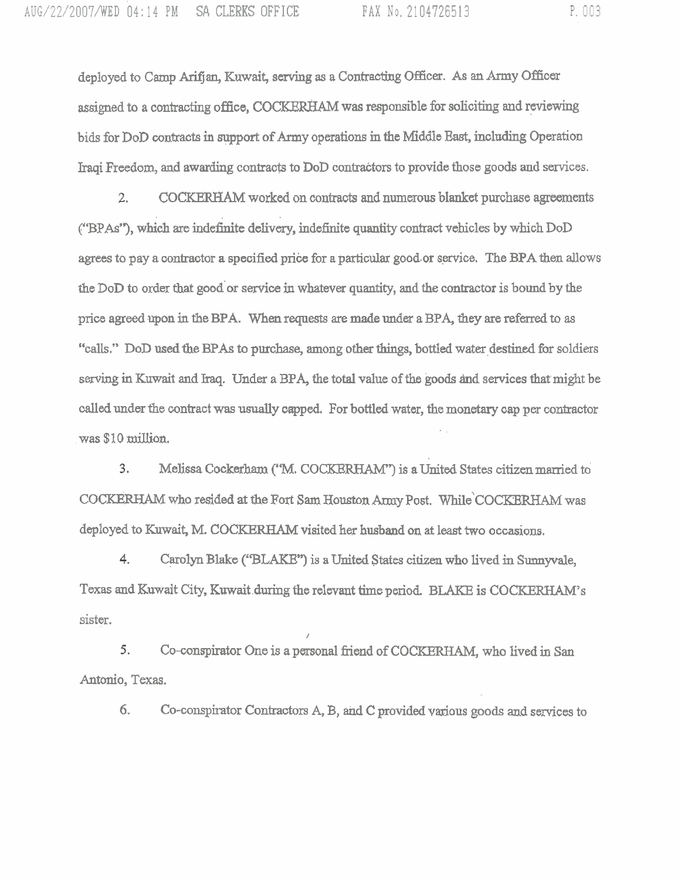deployed to Camp Arifjan, Kuwait, serving as a Contracting Officer. As an Army Officer assigned to a contracting office, COCKERHAM was responsible for soliciting and reviewing bids for DoD contracts in support of Army operations in the Middle East, including Operation Iraqi Freedom, and awarding contracts to DoD contractors to provide those goods and services.

2. COCKERHAM worked on contracts and numerous blanket purchase agreements ("BPAs"), which are indefinite delivery, indefinite quantity contract vehicles by which DoD agrees to pay a contractor a specified price for a particular good or service. The BPA then allows the DoD to order that good or service in whatever quantity, and the contractor is bound by the price agreed upon in the BPA. When requests are made under a BPA, they are referred to as "calls." DoD used the BPAs to purchase, among other things, bottled water destined for soldiers serving in Kuwait and Iraq. Under a BPA, the total value of the goods and services that might be called under the contract was usually capped. For bottled water, the monetary cap per contractor was $10 million.

3. Melissa Cockerham ("M. COCKERHAM") is a United States citizen married to COCKERHAM who resided at the Fort Sam Houston Army Post. While COCKERHAM was deployed to Kuwait, M. COCKERHAM visited her husband on at least two occasions.

4. Carolyn Blake ("BLAKE") is a United States citizen who lived in Sunnyvale, Texas and Kuwait City, Kuwait during the relevant time period. BLAKE is COCKERHAM's sister.

5. Co-conspirator One is a personal friend of COCKERHAM, who lived in San Antonio, Texas.

6. Co-conspirator Contractors A, B, and C provided various goods and services to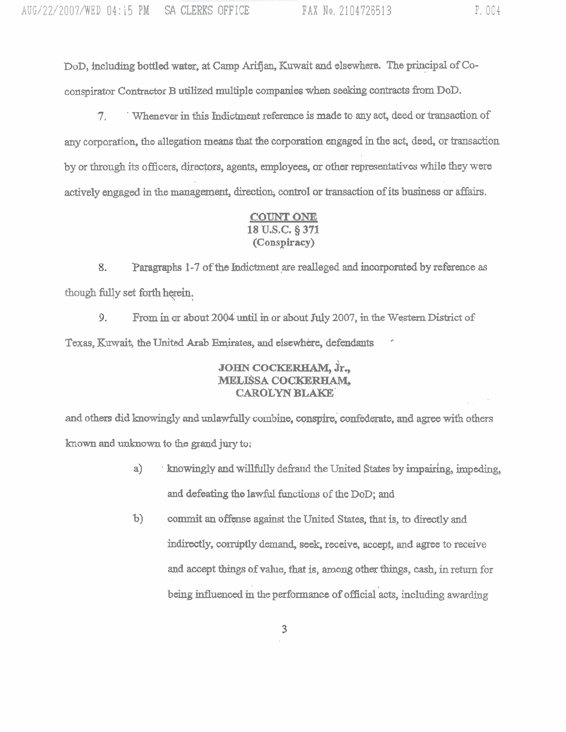DoD, including bottled water, at Camp Arifjan, Kuwait and elsewhere. The principal of Co-conspirator Contractor B utilized multiple companies when seeking contracts from DoD.

7. Whenever in this Indictment reference is made to any act, deed or transaction of any corporation, the allegation means that the corporation engaged in the act, deed, or transaction by or through its officers, directors, agents, employees, or other representatives while they were actively engaged in the management, direction, control or transaction of its business or affairs.

**COUNT ONE**
**18 U.S.C. § 371**
**(Conspiracy)**

8. Paragraphs 1-7 of the Indictment are realleged and incorporated by reference as though fully set forth herein.

9. From in or about 2004 until in or about July 2007, in the Western District of Texas, Kuwait, the United Arab Emirates, and elsewhere, defendants

**JOHN COCKERHAM, Jr.,**
**MELISSA COCKERHAM,**
**CAROLYN BLAKE**

and others did knowingly and unlawfully combine, conspire, confederate, and agree with others known and unknown to the grand jury to:

a) knowingly and willfully defraud the United States by impairing, impeding, and defeating the lawful functions of the DoD; and

b) commit an offense against the United States, that is, to directly and indirectly, corruptly demand, seek, receive, accept, and agree to receive and accept things of value, that is, among other things, cash, in return for being influenced in the performance of official acts, including awarding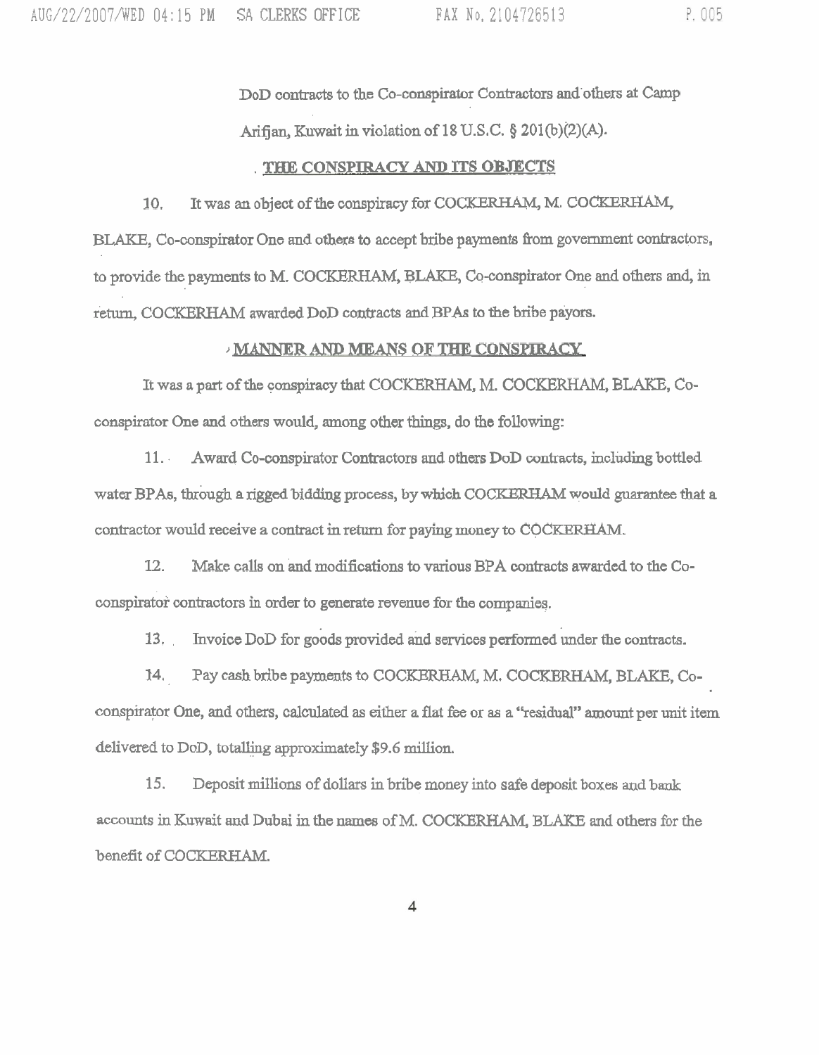DoD contracts to the Co-conspirator Contractors and others at Camp Arifjan, Kuwait in violation of 18 U.S.C. § 201(b)(2)(A).

**THE CONSPIRACY AND ITS OBJECTS**

10. It was an object of the conspiracy for COCKERHAM, M. COCKERHAM, BLAKE, Co-conspirator One and others to accept bribe payments from government contractors, to provide the payments to M. COCKERHAM, BLAKE, Co-conspirator One and others and, in return, COCKERHAM awarded DoD contracts and BPAs to the bribe payors.

**MANNER AND MEANS OF THE CONSPIRACY**

It was a part of the conspiracy that COCKERHAM, M. COCKERHAM, BLAKE, Co-conspirator One and others would, among other things, do the following:

11. Award Co-conspirator Contractors and others DoD contracts, including bottled water BPAs, through a rigged bidding process, by which COCKERHAM would guarantee that a contractor would receive a contract in return for paying money to COCKERHAM.

12. Make calls on and modifications to various BPA contracts awarded to the Co-conspirator contractors in order to generate revenue for the companies.

13. Invoice DoD for goods provided and services performed under the contracts.

14. Pay cash bribe payments to COCKERHAM, M. COCKERHAM, BLAKE, Co-conspirator One, and others, calculated as either a flat fee or as a "residual" amount per unit item delivered to DoD, totalling approximately $9.6 million.

15. Deposit millions of dollars in bribe money into safe deposit boxes and bank accounts in Kuwait and Dubai in the names of M. COCKERHAM, BLAKE and others for the benefit of COCKERHAM.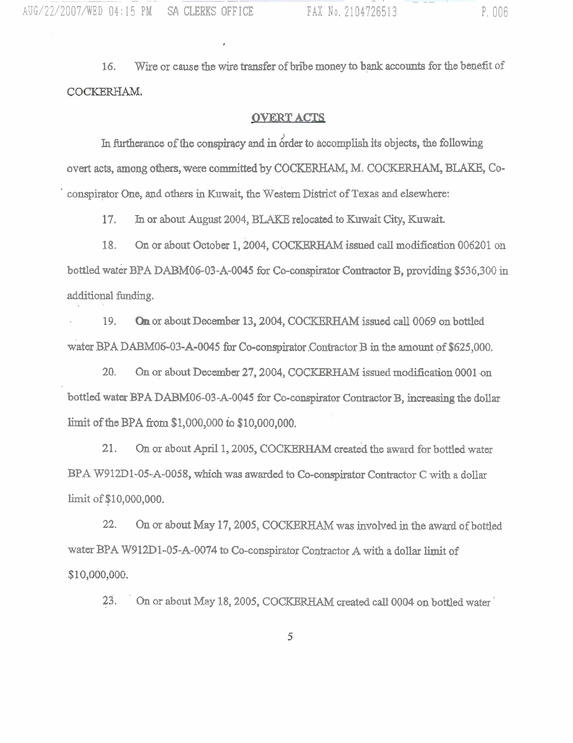16. Wire or cause the wire transfer of bribe money to bank accounts for the benefit of COCKERHAM.

## OVERT ACTS

In furtherance of the conspiracy and in order to accomplish its objects, the following overt acts, among others, were committed by COCKERHAM, M. COCKERHAM, BLAKE, Co-conspirator One, and others in Kuwait, the Western District of Texas and elsewhere:

17. In or about August 2004, BLAKE relocated to Kuwait City, Kuwait.

18. On or about October 1, 2004, COCKERHAM issued call modification 006201 on bottled water BPA DABM06-03-A-0045 for Co-conspirator Contractor B, providing $536,300 in additional funding.

19. **On** or about December 13, 2004, COCKERHAM issued call 0069 on bottled water BPA DABM06-03-A-0045 for Co-conspirator Contractor B in the amount of $625,000.

20. On or about December 27, 2004, COCKERHAM issued modification 0001 on bottled water BPA DABM06-03-A-0045 for Co-conspirator Contractor B, increasing the dollar limit of the BPA from $1,000,000 to $10,000,000.

21. On or about April 1, 2005, COCKERHAM created the award for bottled water BPA W912D1-05-A-0058, which was awarded to Co-conspirator Contractor C with a dollar limit of $10,000,000.

22. On or about May 17, 2005, COCKERHAM was involved in the award of bottled water BPA W912D1-05-A-0074 to Co-conspirator Contractor A with a dollar limit of $10,000,000.

23. On or about May 18, 2005, COCKERHAM created call 0004 on bottled water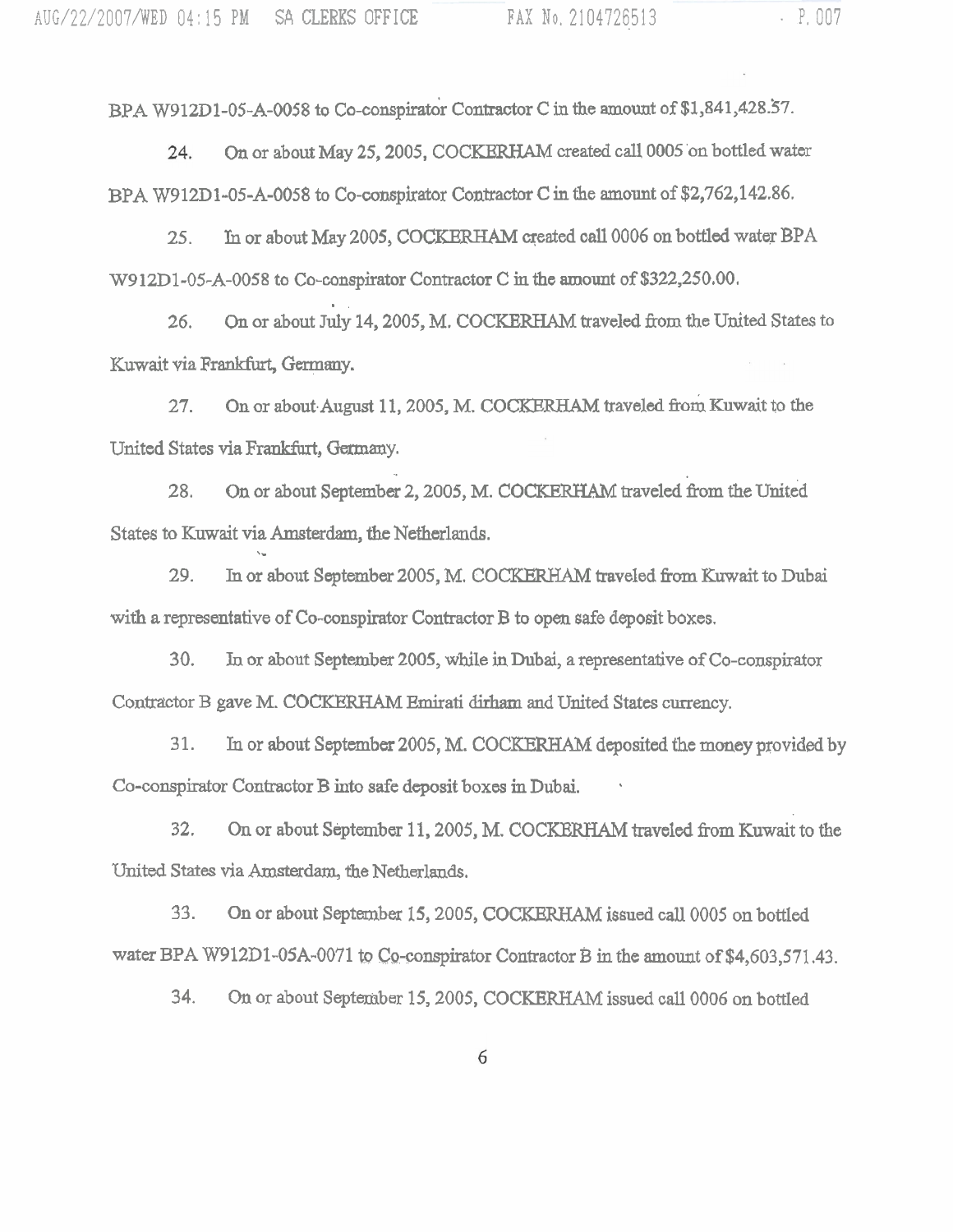BPA W912D1-05-A-0058 to Co-conspirator Contractor C in the amount of $1,841,428.57.

24. On or about May 25, 2005, COCKERHAM created call 0005 on bottled water BPA W912D1-05-A-0058 to Co-conspirator Contractor C in the amount of $2,762,142.86.

25. In or about May 2005, COCKERHAM created call 0006 on bottled water BPA W912D1-05-A-0058 to Co-conspirator Contractor C in the amount of $322,250.00.

26. On or about July 14, 2005, M. COCKERHAM traveled from the United States to Kuwait via Frankfurt, Germany.

27. On or about August 11, 2005, M. COCKERHAM traveled from Kuwait to the United States via Frankfurt, Germany.

28. On or about September 2, 2005, M. COCKERHAM traveled from the United States to Kuwait via Amsterdam, the Netherlands.

29. In or about September 2005, M. COCKERHAM traveled from Kuwait to Dubai with a representative of Co-conspirator Contractor B to open safe deposit boxes.

30. In or about September 2005, while in Dubai, a representative of Co-conspirator Contractor B gave M. COCKERHAM Emirati dirham and United States currency.

31. In or about September 2005, M. COCKERHAM deposited the money provided by Co-conspirator Contractor B into safe deposit boxes in Dubai.

32. On or about September 11, 2005, M. COCKERHAM traveled from Kuwait to the United States via Amsterdam, the Netherlands.

33. On or about September 15, 2005, COCKERHAM issued call 0005 on bottled water BPA W912D1-05A-0071 to Co-conspirator Contractor B in the amount of $4,603,571.43.

34. On or about September 15, 2005, COCKERHAM issued call 0006 on bottled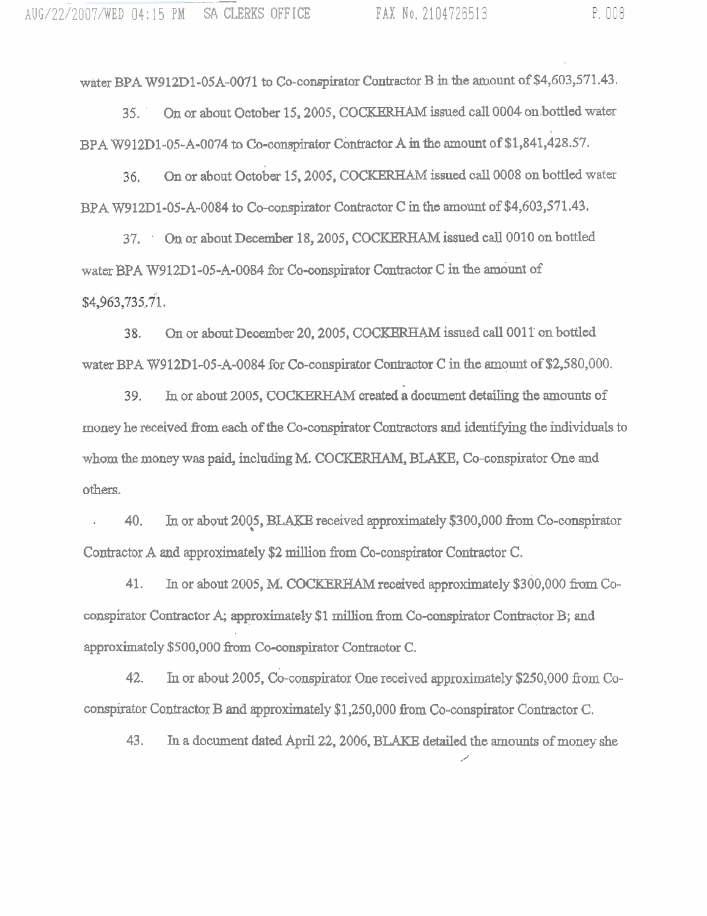water BPA W912D1-05A-0071 to Co-conspirator Contractor B in the amount of $4,603,571.43.

35. On or about October 15, 2005, COCKERHAM issued call 0004 on bottled water BPA W912D1-05-A-0074 to Co-conspirator Contractor A in the amount of $1,841,428.57.

36. On or about October 15, 2005, COCKERHAM issued call 0008 on bottled water BPA W912D1-05-A-0084 to Co-conspirator Contractor C in the amount of $4,603,571.43.

37. On or about December 18, 2005, COCKERHAM issued call 0010 on bottled water BPA W912D1-05-A-0084 for Co-conspirator Contractor C in the amount of $4,963,735.71.

38. On or about December 20, 2005, COCKERHAM issued call 0011 on bottled water BPA W912D1-05-A-0084 for Co-conspirator Contractor C in the amount of $2,580,000.

39. In or about 2005, COCKERHAM created a document detailing the amounts of money he received from each of the Co-conspirator Contractors and identifying the individuals to whom the money was paid, including M. COCKERHAM, BLAKE, Co-conspirator One and others.

40. In or about 2005, BLAKE received approximately $300,000 from Co-conspirator Contractor A and approximately $2 million from Co-conspirator Contractor C.

41. In or about 2005, M. COCKERHAM received approximately $300,000 from Co-conspirator Contractor A; approximately $1 million from Co-conspirator Contractor B; and approximately $500,000 from Co-conspirator Contractor C.

42. In or about 2005, Co-conspirator One received approximately $250,000 from Co-conspirator Contractor B and approximately $1,250,000 from Co-conspirator Contractor C.

43. In a document dated April 22, 2006, BLAKE detailed the amounts of money she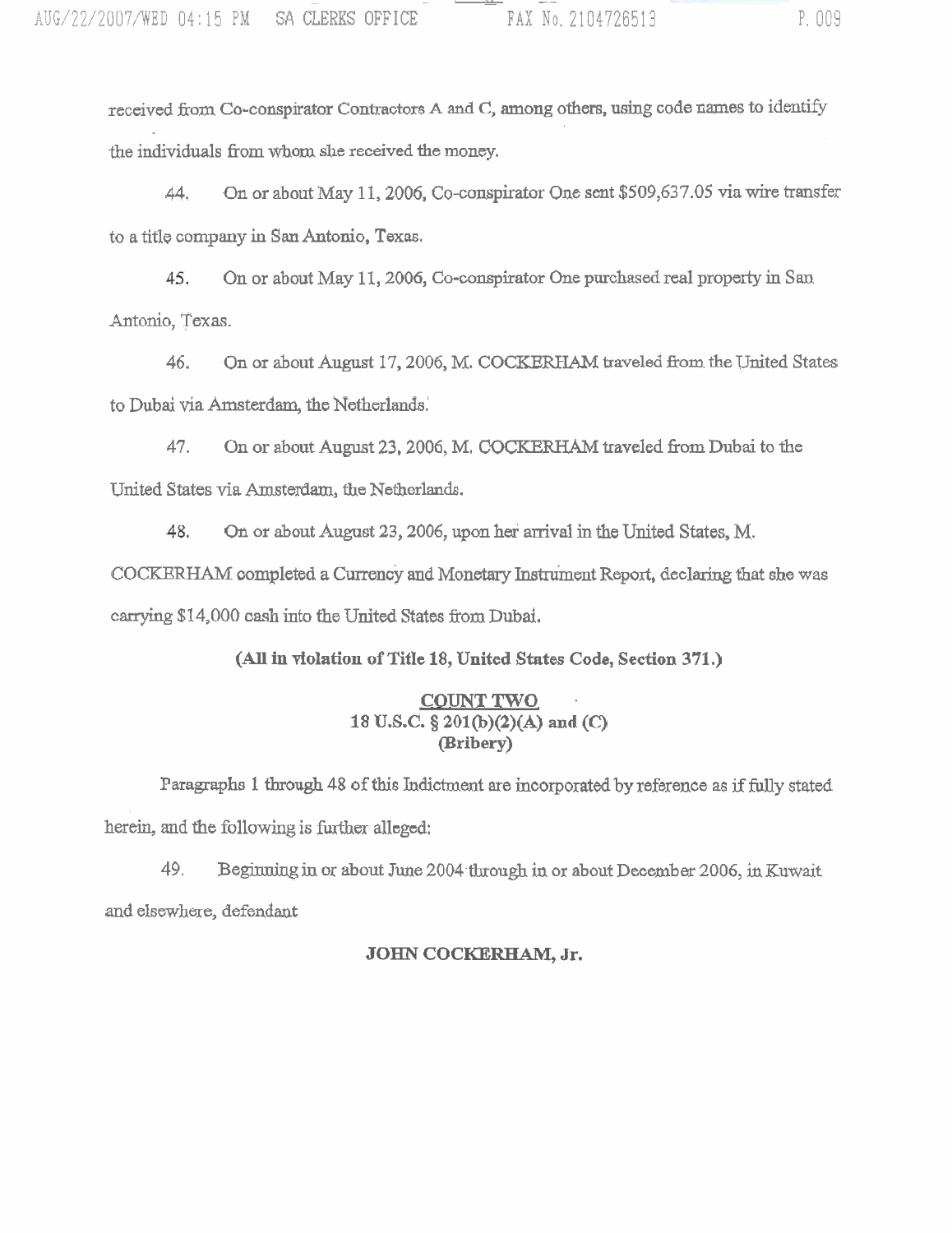received from Co-conspirator Contractors A and C, among others, using code names to identify the individuals from whom she received the money.

44. On or about May 11, 2006, Co-conspirator One sent $509,637.05 via wire transfer to a title company in San Antonio, Texas.

45. On or about May 11, 2006, Co-conspirator One purchased real property in San Antonio, Texas.

46. On or about August 17, 2006, M. COCKERHAM traveled from the United States to Dubai via Amsterdam, the Netherlands.

47. On or about August 23, 2006, M. COCKERHAM traveled from Dubai to the United States via Amsterdam, the Netherlands.

48. On or about August 23, 2006, upon her arrival in the United States, M. COCKERHAM completed a Currency and Monetary Instrument Report, declaring that she was carrying $14,000 cash into the United States from Dubai.

**(All in violation of Title 18, United States Code, Section 371.)**

**COUNT TWO**
**18 U.S.C. § 201(b)(2)(A) and (C)**
**(Bribery)**

Paragraphs 1 through 48 of this Indictment are incorporated by reference as if fully stated herein, and the following is further alleged:

49. Beginning in or about June 2004 through in or about December 2006, in Kuwait and elsewhere, defendant

**JOHN COCKERHAM, Jr.**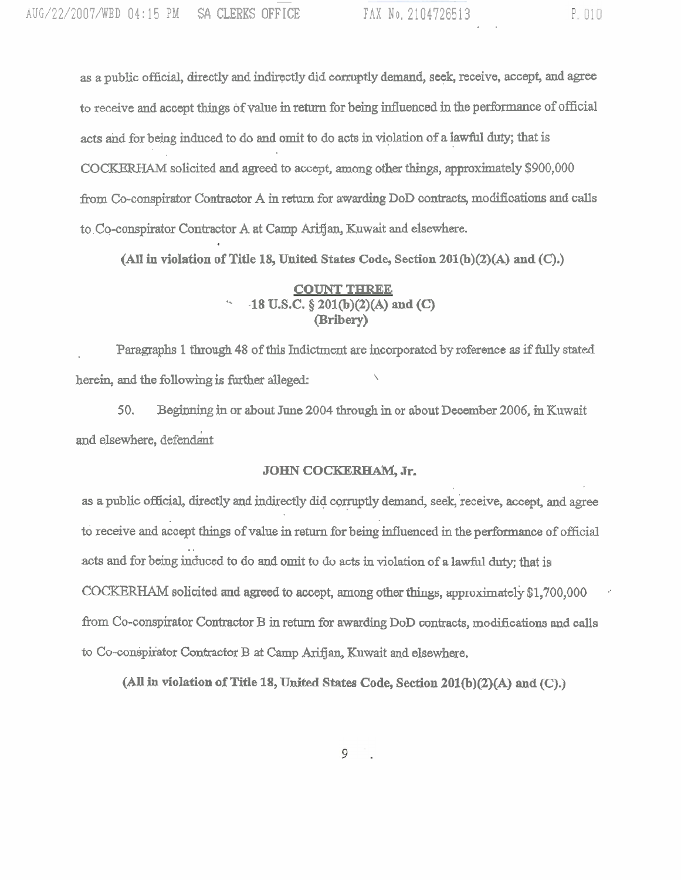as a public official, directly and indirectly did corruptly demand, seek, receive, accept, and agree to receive and accept things of value in return for being influenced in the performance of official acts and for being induced to do and omit to do acts in violation of a lawful duty; that is COCKERHAM solicited and agreed to accept, among other things, approximately $900,000 from Co-conspirator Contractor A in return for awarding DoD contracts, modifications and calls to Co-conspirator Contractor A at Camp Arifjan, Kuwait and elsewhere.

**(All in violation of Title 18, United States Code, Section 201(b)(2)(A) and (C).)**

**COUNT THREE**
**18 U.S.C. § 201(b)(2)(A) and (C)**
**(Bribery)**

Paragraphs 1 through 48 of this Indictment are incorporated by reference as if fully stated herein, and the following is further alleged:

50. Beginning in or about June 2004 through in or about December 2006, in Kuwait and elsewhere, defendant

**JOHN COCKERHAM, Jr.**

as a public official, directly and indirectly did corruptly demand, seek, receive, accept, and agree to receive and accept things of value in return for being influenced in the performance of official acts and for being induced to do and omit to do acts in violation of a lawful duty; that is COCKERHAM solicited and agreed to accept, among other things, approximately $1,700,000 from Co-conspirator Contractor B in return for awarding DoD contracts, modifications and calls to Co-conspirator Contractor B at Camp Arifjan, Kuwait and elsewhere.

**(All in violation of Title 18, United States Code, Section 201(b)(2)(A) and (C).)**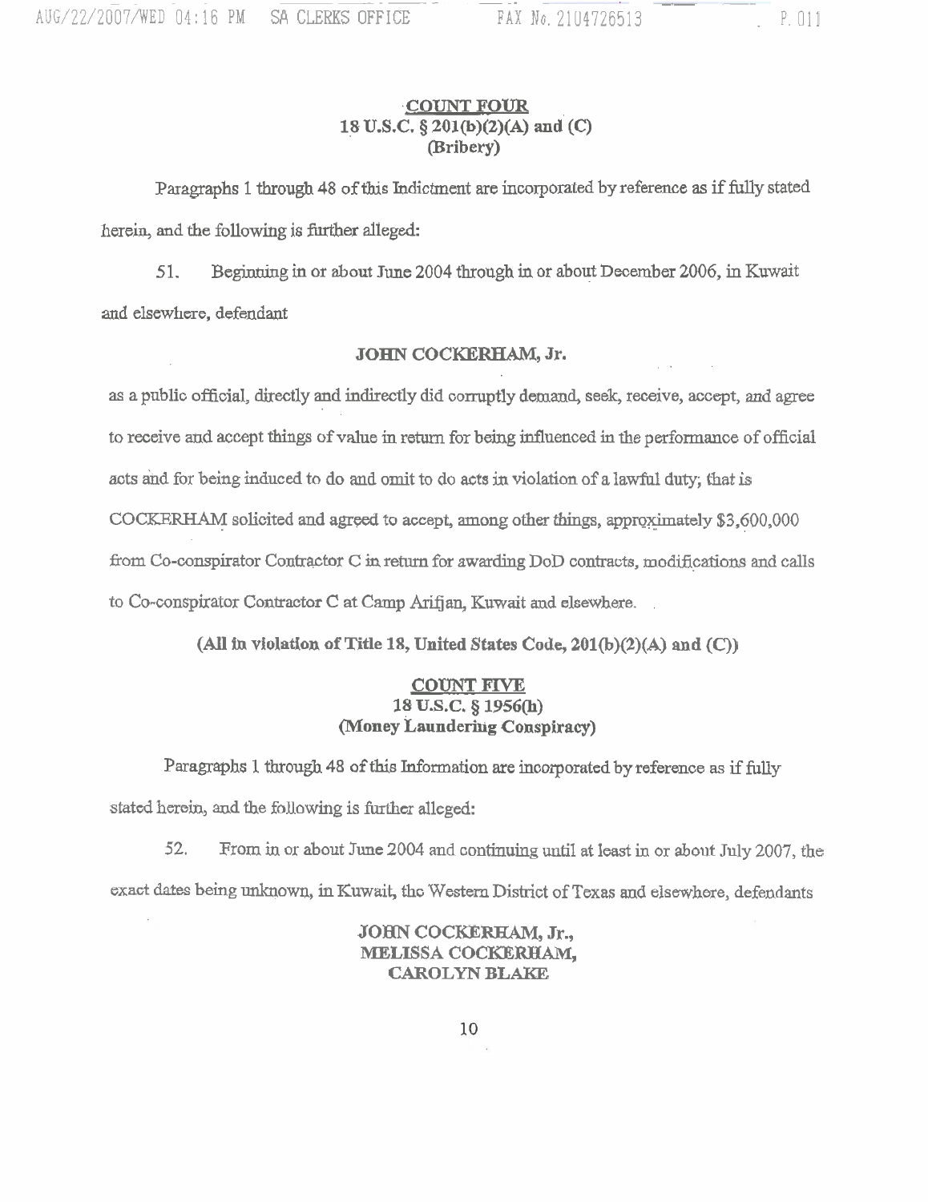**COUNT FOUR**
**18 U.S.C. § 201(b)(2)(A) and (C)**
**(Bribery)**

Paragraphs 1 through 48 of this Indictment are incorporated by reference as if fully stated herein, and the following is further alleged:

51. Beginning in or about June 2004 through in or about December 2006, in Kuwait and elsewhere, defendant

**JOHN COCKERHAM, Jr.**

as a public official, directly and indirectly did corruptly demand, seek, receive, accept, and agree to receive and accept things of value in return for being influenced in the performance of official acts and for being induced to do and omit to do acts in violation of a lawful duty; that is COCKERHAM solicited and agreed to accept, among other things, approximately $3,600,000 from Co-conspirator Contractor C in return for awarding DoD contracts, modifications and calls to Co-conspirator Contractor C at Camp Arifjan, Kuwait and elsewhere.

**(All in violation of Title 18, United States Code, 201(b)(2)(A) and (C))**

**COUNT FIVE**
**18 U.S.C. § 1956(h)**
**(Money Laundering Conspiracy)**

Paragraphs 1 through 48 of this Information are incorporated by reference as if fully stated herein, and the following is further alleged:

52. From in or about June 2004 and continuing until at least in or about July 2007, the exact dates being unknown, in Kuwait, the Western District of Texas and elsewhere, defendants

**JOHN COCKERHAM, Jr.,**
**MELISSA COCKERHAM,**
**CAROLYN BLAKE**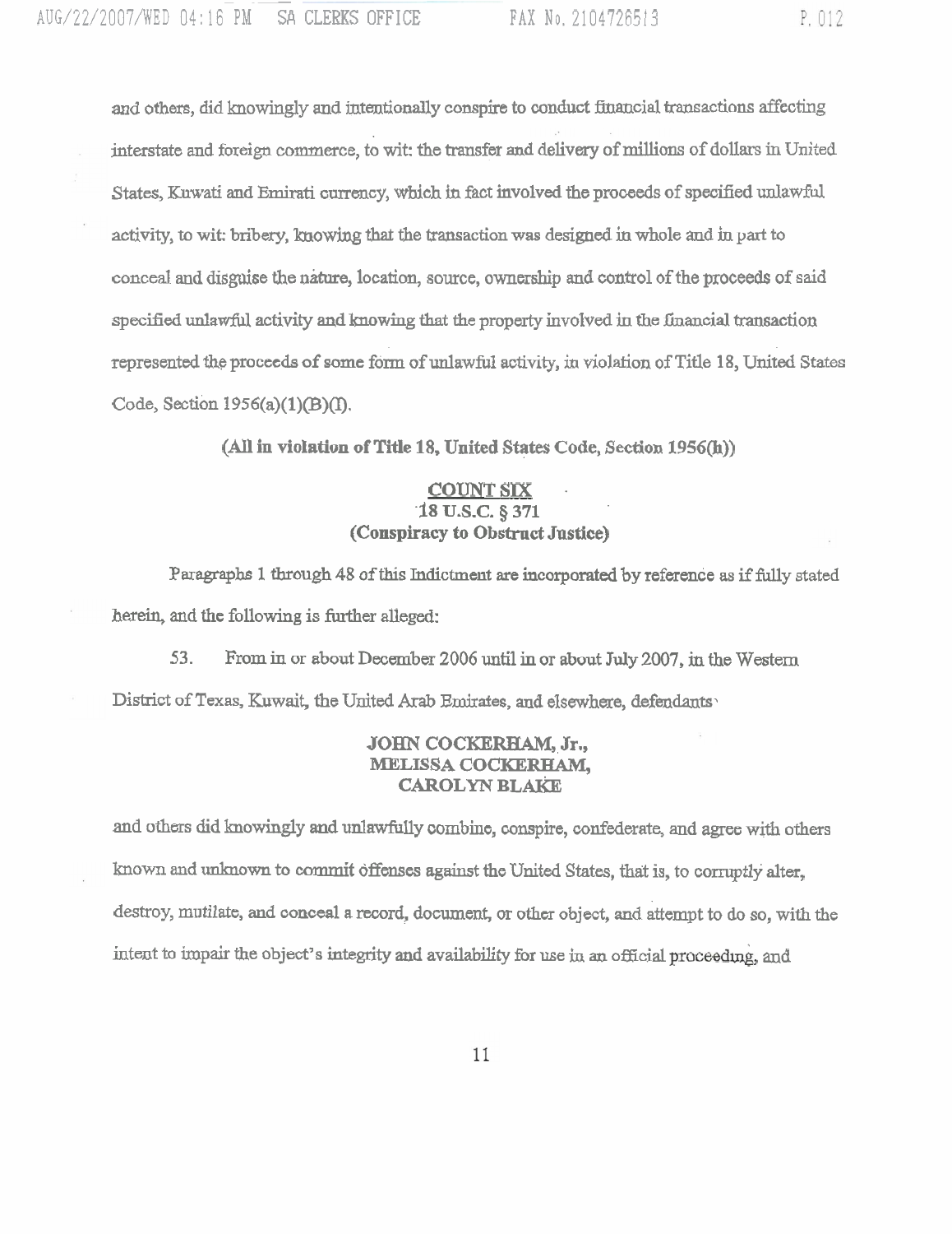and others, did knowingly and intentionally conspire to conduct financial transactions affecting interstate and foreign commerce, to wit: the transfer and delivery of millions of dollars in United States, Kuwati and Emirati currency, which in fact involved the proceeds of specified unlawful activity, to wit: bribery, knowing that the transaction was designed in whole and in part to conceal and disguise the nature, location, source, ownership and control of the proceeds of said specified unlawful activity and knowing that the property involved in the financial transaction represented the proceeds of some form of unlawful activity, in violation of Title 18, United States Code, Section 1956(a)(1)(B)(I).

**(All in violation of Title 18, United States Code, Section 1956(h))**

**COUNT SIX**
**18 U.S.C. § 371**
**(Conspiracy to Obstruct Justice)**

Paragraphs 1 through 48 of this Indictment are incorporated by reference as if fully stated herein, and the following is further alleged:

53. From in or about December 2006 until in or about July 2007, in the Western District of Texas, Kuwait, the United Arab Emirates, and elsewhere, defendants

**JOHN COCKERHAM, Jr.,**
**MELISSA COCKERHAM,**
**CAROLYN BLAKE**

and others did knowingly and unlawfully combine, conspire, confederate, and agree with others known and unknown to commit offenses against the United States, that is, to corruptly alter, destroy, mutilate, and conceal a record, document, or other object, and attempt to do so, with the intent to impair the object's integrity and availability for use in an official proceeding, and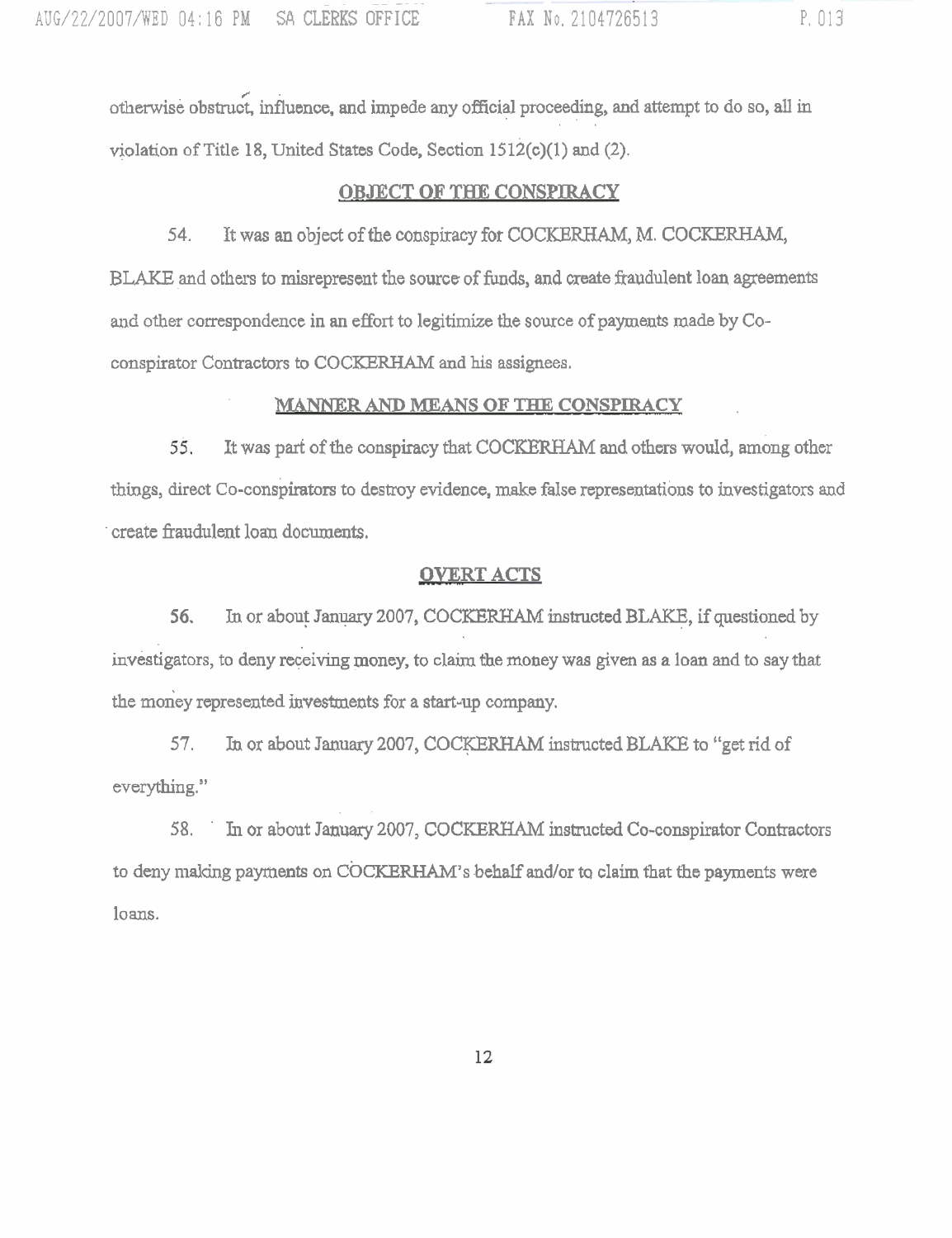otherwise obstruct, influence, and impede any official proceeding, and attempt to do so, all in violation of Title 18, United States Code, Section 1512(c)(1) and (2).

## OBJECT OF THE CONSPIRACY

54. It was an object of the conspiracy for COCKERHAM, M. COCKERHAM, BLAKE and others to misrepresent the source of funds, and create fraudulent loan agreements and other correspondence in an effort to legitimize the source of payments made by Co-conspirator Contractors to COCKERHAM and his assignees.

## MANNER AND MEANS OF THE CONSPIRACY

55. It was part of the conspiracy that COCKERHAM and others would, among other things, direct Co-conspirators to destroy evidence, make false representations to investigators and create fraudulent loan documents.

## OVERT ACTS

56. In or about January 2007, COCKERHAM instructed BLAKE, if questioned by investigators, to deny receiving money, to claim the money was given as a loan and to say that the money represented investments for a start-up company.

57. In or about January 2007, COCKERHAM instructed BLAKE to "get rid of everything."

58. In or about January 2007, COCKERHAM instructed Co-conspirator Contractors to deny making payments on COCKERHAM's behalf and/or to claim that the payments were loans.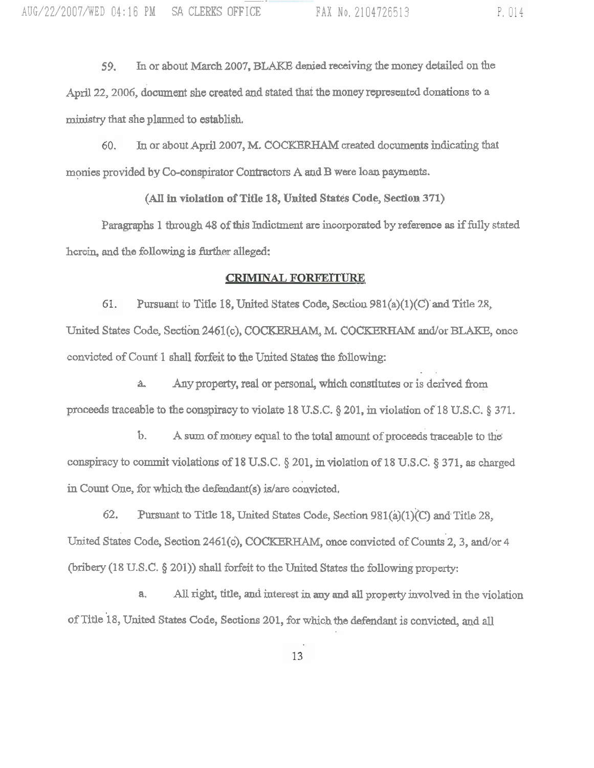59. In or about March 2007, BLAKE denied receiving the money detailed on the April 22, 2006, document she created and stated that the money represented donations to a ministry that she planned to establish.

60. In or about April 2007, M. COCKERHAM created documents indicating that monies provided by Co-conspirator Contractors A and B were loan payments.

**(All in violation of Title 18, United States Code, Section 371)**

Paragraphs 1 through 48 of this Indictment are incorporated by reference as if fully stated herein, and the following is further alleged:

## CRIMINAL FORFEITURE

61. Pursuant to Title 18, United States Code, Section 981(a)(1)(C) and Title 28, United States Code, Section 2461(c), COCKERHAM, M. COCKERHAM and/or BLAKE, once convicted of Count 1 shall forfeit to the United States the following:

a. Any property, real or personal, which constitutes or is derived from proceeds traceable to the conspiracy to violate 18 U.S.C. § 201, in violation of 18 U.S.C. § 371.

b. A sum of money equal to the total amount of proceeds traceable to the conspiracy to commit violations of 18 U.S.C. § 201, in violation of 18 U.S.C. § 371, as charged in Count One, for which the defendant(s) is/are convicted.

62. Pursuant to Title 18, United States Code, Section 981(a)(1)(C) and Title 28, United States Code, Section 2461(c), COCKERHAM, once convicted of Counts 2, 3, and/or 4 (bribery (18 U.S.C. § 201)) shall forfeit to the United States the following property:

a. All right, title, and interest in any and all property involved in the violation of Title 18, United States Code, Sections 201, for which the defendant is convicted, and all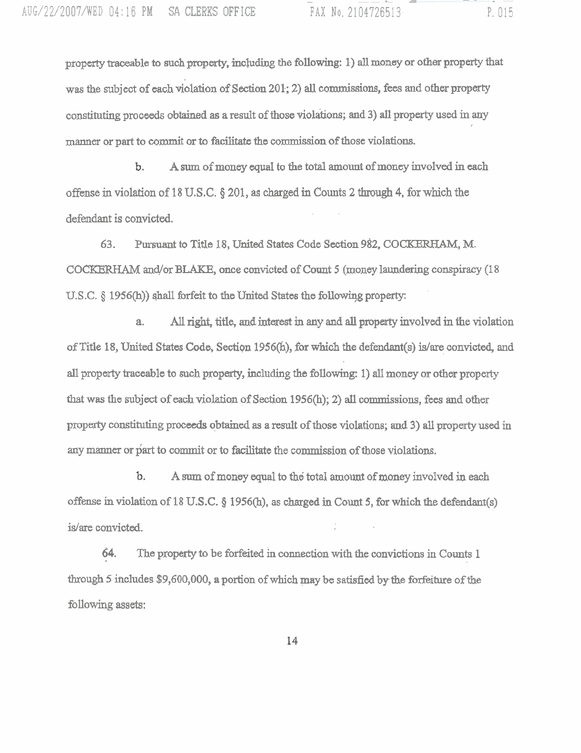property traceable to such property, including the following: 1) all money or other property that was the subject of each violation of Section 201; 2) all commissions, fees and other property constituting proceeds obtained as a result of those violations; and 3) all property used in any manner or part to commit or to facilitate the commission of those violations.

b. A sum of money equal to the total amount of money involved in each offense in violation of 18 U.S.C. § 201, as charged in Counts 2 through 4, for which the defendant is convicted.

63. Pursuant to Title 18, United States Code Section 982, COCKERHAM, M. COCKERHAM and/or BLAKE, once convicted of Count 5 (money laundering conspiracy (18 U.S.C. § 1956(h)) shall forfeit to the United States the following property:

a. All right, title, and interest in any and all property involved in the violation of Title 18, United States Code, Section 1956(h), for which the defendant(s) is/are convicted, and all property traceable to such property, including the following: 1) all money or other property that was the subject of each violation of Section 1956(h); 2) all commissions, fees and other property constituting proceeds obtained as a result of those violations; and 3) all property used in any manner or part to commit or to facilitate the commission of those violations.

b. A sum of money equal to the total amount of money involved in each offense in violation of 18 U.S.C. § 1956(h), as charged in Count 5, for which the defendant(s) is/are convicted.

64. The property to be forfeited in connection with the convictions in Counts 1 through 5 includes $9,600,000, a portion of which may be satisfied by the forfeiture of the following assets: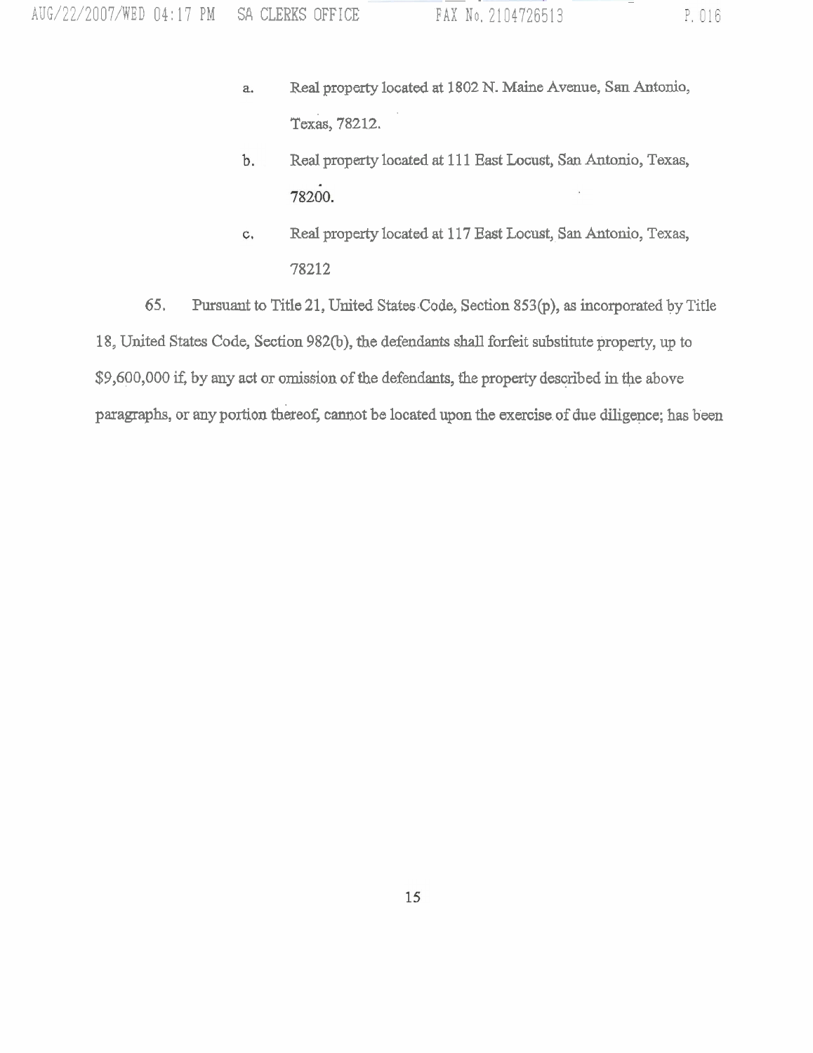a. Real property located at 1802 N. Maine Avenue, San Antonio, Texas, 78212.

b. Real property located at 111 East Locust, San Antonio, Texas, 78200.

c. Real property located at 117 East Locust, San Antonio, Texas, 78212

65. Pursuant to Title 21, United States Code, Section 853(p), as incorporated by Title 18, United States Code, Section 982(b), the defendants shall forfeit substitute property, up to $9,600,000 if, by any act or omission of the defendants, the property described in the above paragraphs, or any portion thereof, cannot be located upon the exercise of due diligence; has been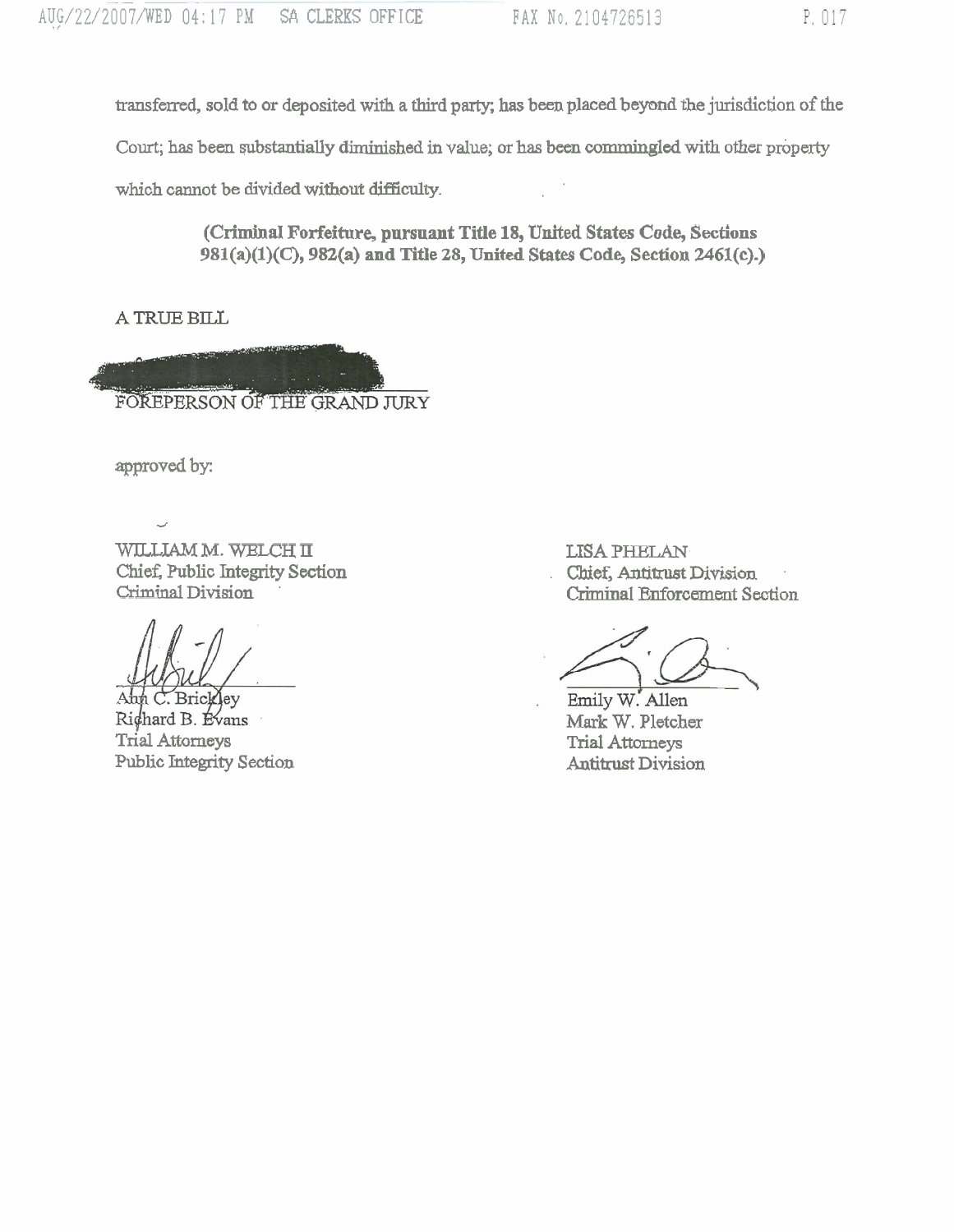transferred, sold to or deposited with a third party; has been placed beyond the jurisdiction of the Court; has been substantially diminished in value; or has been commingled with other property which cannot be divided without difficulty.

**(Criminal Forfeiture, pursuant Title 18, United States Code, Sections 981(a)(1)(C), 982(a) and Title 28, United States Code, Section 2461(c).)**

A TRUE BILL

FOREPERSON OF THE GRAND JURY

approved by:

WILLIAM M. WELCH II
Chief, Public Integrity Section
Criminal Division

Ann C. Brickley
Richard B. Evans
Trial Attorneys
Public Integrity Section

LISA PHELAN
Chief, Antitrust Division
Criminal Enforcement Section

Emily W. Allen
Mark W. Pletcher
Trial Attorneys
Antitrust Division